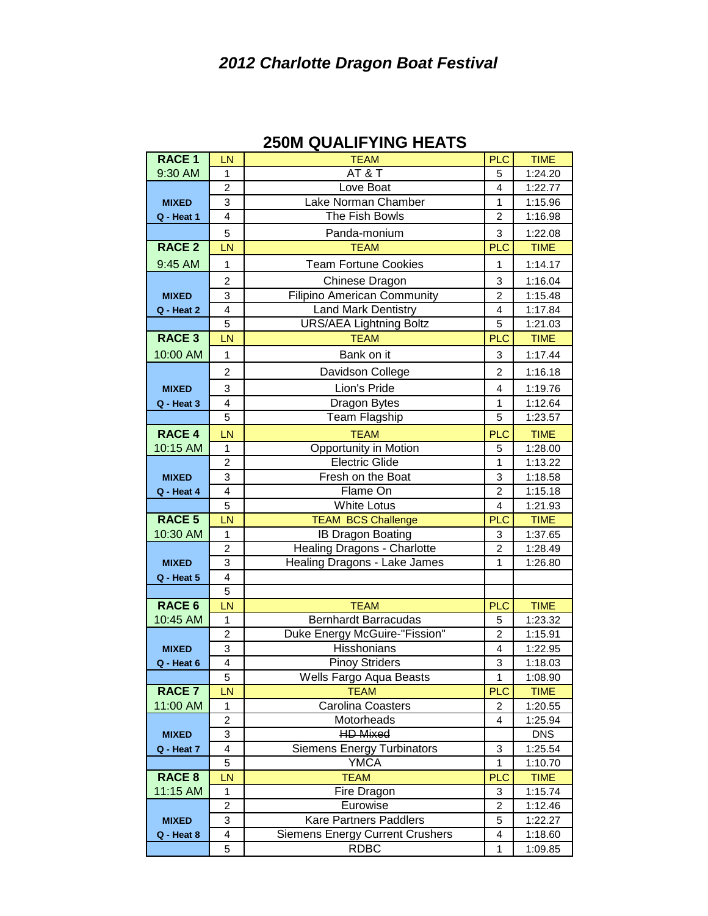# *2012 Charlotte Dragon Boat Festival*

## 250M QUALIFYING HEATS

| RACE 1 | LN | TEAM | PLC | TIME |
|---|---|---|---|---|
| 9:30 AM | 1 | AT & T | 5 | 1:24.20 |
| | 2 | Love Boat | 4 | 1:22.77 |
| **MIXED** | 3 | Lake Norman Chamber | 1 | 1:15.96 |
| **Q - Heat 1** | 4 | The Fish Bowls | 2 | 1:16.98 |
| | 5 | Panda-monium | 3 | 1:22.08 |
| **RACE 2** | LN | TEAM | PLC | TIME |
| 9:45 AM | 1 | Team Fortune Cookies | 1 | 1:14.17 |
| | 2 | Chinese Dragon | 3 | 1:16.04 |
| **MIXED** | 3 | Filipino American Community | 2 | 1:15.48 |
| **Q - Heat 2** | 4 | Land Mark Dentistry | 4 | 1:17.84 |
| | 5 | URS/AEA Lightning Boltz | 5 | 1:21.03 |
| **RACE 3** | LN | TEAM | PLC | TIME |
| 10:00 AM | 1 | Bank on it | 3 | 1:17.44 |
| | 2 | Davidson College | 2 | 1:16.18 |
| **MIXED** | 3 | Lion's Pride | 4 | 1:19.76 |
| **Q - Heat 3** | 4 | Dragon Bytes | 1 | 1:12.64 |
| | 5 | Team Flagship | 5 | 1:23.57 |
| **RACE 4** | LN | TEAM | PLC | TIME |
| 10:15 AM | 1 | Opportunity in Motion | 5 | 1:28.00 |
| | 2 | Electric Glide | 1 | 1:13.22 |
| **MIXED** | 3 | Fresh on the Boat | 3 | 1:18.58 |
| **Q - Heat 4** | 4 | Flame On | 2 | 1:15.18 |
| | 5 | White Lotus | 4 | 1:21.93 |
| **RACE 5** | LN | TEAM BCS Challenge | PLC | TIME |
| 10:30 AM | 1 | IB Dragon Boating | 3 | 1:37.65 |
| | 2 | Healing Dragons - Charlotte | 2 | 1:28.49 |
| **MIXED** | 3 | Healing Dragons - Lake James | 1 | 1:26.80 |
| **Q - Heat 5** | 4 | | | |
| | 5 | | | |
| **RACE 6** | LN | TEAM | PLC | TIME |
| 10:45 AM | 1 | Bernhardt Barracudas | 5 | 1:23.32 |
| | 2 | Duke Energy McGuire-"Fission" | 2 | 1:15.91 |
| **MIXED** | 3 | Hisshonians | 4 | 1:22.95 |
| **Q - Heat 6** | 4 | Pinoy Striders | 3 | 1:18.03 |
| | 5 | Wells Fargo Aqua Beasts | 1 | 1:08.90 |
| **RACE 7** | LN | TEAM | PLC | TIME |
| 11:00 AM | 1 | Carolina Coasters | 2 | 1:20.55 |
| | 2 | Motorheads | 4 | 1:25.94 |
| **MIXED** | 3 | ~~HD Mixed~~ | | DNS |
| **Q - Heat 7** | 4 | Siemens Energy Turbinators | 3 | 1:25.54 |
| | 5 | YMCA | 1 | 1:10.70 |
| **RACE 8** | LN | TEAM | PLC | TIME |
| 11:15 AM | 1 | Fire Dragon | 3 | 1:15.74 |
| | 2 | Eurowise | 2 | 1:12.46 |
| **MIXED** | 3 | Kare Partners Paddlers | 5 | 1:22.27 |
| **Q - Heat 8** | 4 | Siemens Energy Current Crushers | 4 | 1:18.60 |
| | 5 | RDBC | 1 | 1:09.85 |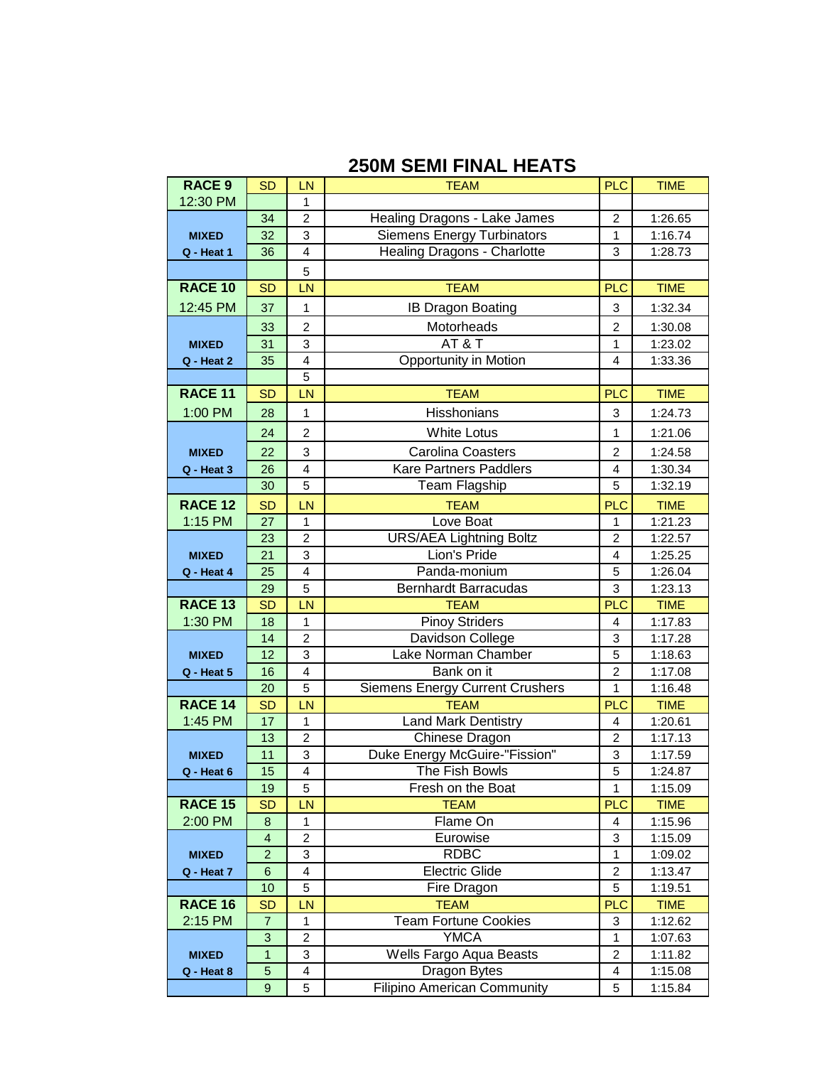# 250M SEMI FINAL HEATS

| RACE 9 | SD | LN | TEAM | PLC | TIME |
|---|---|---|---|---|---|
| 12:30 PM | | 1 | | | |
| | 34 | 2 | Healing Dragons - Lake James | 2 | 1:26.65 |
| MIXED | 32 | 3 | Siemens Energy Turbinators | 1 | 1:16.74 |
| Q - Heat 1 | 36 | 4 | Healing Dragons - Charlotte | 3 | 1:28.73 |
| | | 5 | | | |
| **RACE 10** | SD | LN | TEAM | PLC | TIME |
| 12:45 PM | 37 | 1 | IB Dragon Boating | 3 | 1:32.34 |
| | 33 | 2 | Motorheads | 2 | 1:30.08 |
| MIXED | 31 | 3 | AT & T | 1 | 1:23.02 |
| Q - Heat 2 | 35 | 4 | Opportunity in Motion | 4 | 1:33.36 |
| | | 5 | | | |
| **RACE 11** | SD | LN | TEAM | PLC | TIME |
| 1:00 PM | 28 | 1 | Hisshonians | 3 | 1:24.73 |
| | 24 | 2 | White Lotus | 1 | 1:21.06 |
| MIXED | 22 | 3 | Carolina Coasters | 2 | 1:24.58 |
| Q - Heat 3 | 26 | 4 | Kare Partners Paddlers | 4 | 1:30.34 |
| | 30 | 5 | Team Flagship | 5 | 1:32.19 |
| **RACE 12** | SD | LN | TEAM | PLC | TIME |
| 1:15 PM | 27 | 1 | Love Boat | 1 | 1:21.23 |
| | 23 | 2 | URS/AEA Lightning Boltz | 2 | 1:22.57 |
| MIXED | 21 | 3 | Lion's Pride | 4 | 1:25.25 |
| Q - Heat 4 | 25 | 4 | Panda-monium | 5 | 1:26.04 |
| | 29 | 5 | Bernhardt Barracudas | 3 | 1:23.13 |
| **RACE 13** | SD | LN | TEAM | PLC | TIME |
| 1:30 PM | 18 | 1 | Pinoy Striders | 4 | 1:17.83 |
| | 14 | 2 | Davidson College | 3 | 1:17.28 |
| MIXED | 12 | 3 | Lake Norman Chamber | 5 | 1:18.63 |
| Q - Heat 5 | 16 | 4 | Bank on it | 2 | 1:17.08 |
| | 20 | 5 | Siemens Energy Current Crushers | 1 | 1:16.48 |
| **RACE 14** | SD | LN | TEAM | PLC | TIME |
| 1:45 PM | 17 | 1 | Land Mark Dentistry | 4 | 1:20.61 |
| | 13 | 2 | Chinese Dragon | 2 | 1:17.13 |
| MIXED | 11 | 3 | Duke Energy McGuire-"Fission" | 3 | 1:17.59 |
| Q - Heat 6 | 15 | 4 | The Fish Bowls | 5 | 1:24.87 |
| | 19 | 5 | Fresh on the Boat | 1 | 1:15.09 |
| **RACE 15** | SD | LN | TEAM | PLC | TIME |
| 2:00 PM | 8 | 1 | Flame On | 4 | 1:15.96 |
| | 4 | 2 | Eurowise | 3 | 1:15.09 |
| MIXED | 2 | 3 | RDBC | 1 | 1:09.02 |
| Q - Heat 7 | 6 | 4 | Electric Glide | 2 | 1:13.47 |
| | 10 | 5 | Fire Dragon | 5 | 1:19.51 |
| **RACE 16** | SD | LN | TEAM | PLC | TIME |
| 2:15 PM | 7 | 1 | Team Fortune Cookies | 3 | 1:12.62 |
| | 3 | 2 | YMCA | 1 | 1:07.63 |
| MIXED | 1 | 3 | Wells Fargo Aqua Beasts | 2 | 1:11.82 |
| Q - Heat 8 | 5 | 4 | Dragon Bytes | 4 | 1:15.08 |
| | 9 | 5 | Filipino American Community | 5 | 1:15.84 |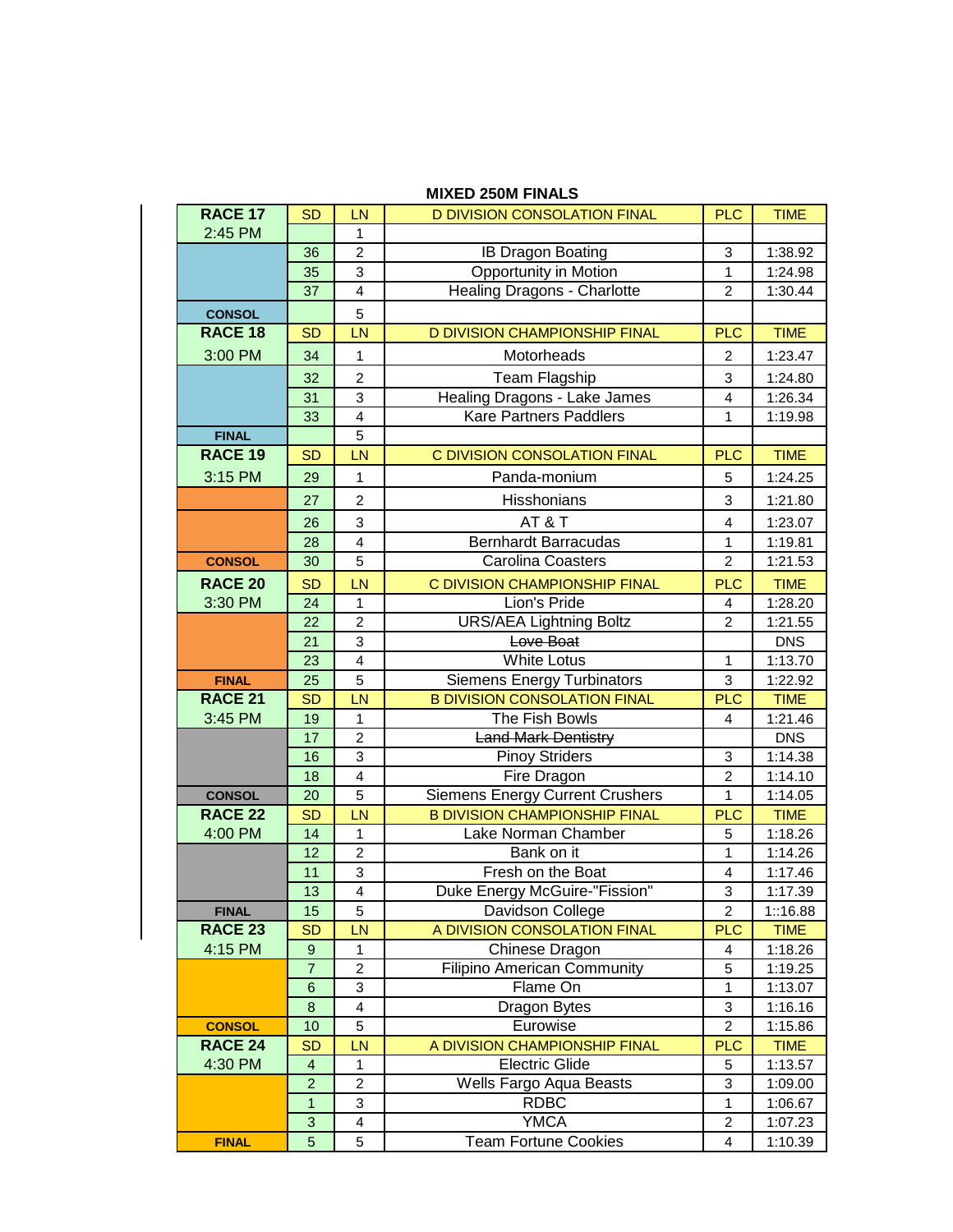## MIXED 250M FINALS

| | SD | LN | | PLC | TIME |
|---|---|---|---|---|---|
| **RACE 17** | SD | LN | D DIVISION CONSOLATION FINAL | PLC | TIME |
| 2:45 PM | | 1 | | | |
| | 36 | 2 | IB Dragon Boating | 3 | 1:38.92 |
| | 35 | 3 | Opportunity in Motion | 1 | 1:24.98 |
| | 37 | 4 | Healing Dragons - Charlotte | 2 | 1:30.44 |
| **CONSOL** | | 5 | | | |
| **RACE 18** | SD | LN | D DIVISION CHAMPIONSHIP FINAL | PLC | TIME |
| 3:00 PM | 34 | 1 | Motorheads | 2 | 1:23.47 |
| | 32 | 2 | Team Flagship | 3 | 1:24.80 |
| | 31 | 3 | Healing Dragons - Lake James | 4 | 1:26.34 |
| | 33 | 4 | Kare Partners Paddlers | 1 | 1:19.98 |
| **FINAL** | | 5 | | | |
| **RACE 19** | SD | LN | C DIVISION CONSOLATION FINAL | PLC | TIME |
| 3:15 PM | 29 | 1 | Panda-monium | 5 | 1:24.25 |
| | 27 | 2 | Hisshonians | 3 | 1:21.80 |
| | 26 | 3 | AT & T | 4 | 1:23.07 |
| | 28 | 4 | Bernhardt Barracudas | 1 | 1:19.81 |
| **CONSOL** | 30 | 5 | Carolina Coasters | 2 | 1:21.53 |
| **RACE 20** | SD | LN | C DIVISION CHAMPIONSHIP FINAL | PLC | TIME |
| 3:30 PM | 24 | 1 | Lion's Pride | 4 | 1:28.20 |
| | 22 | 2 | URS/AEA Lightning Boltz | 2 | 1:21.55 |
| | 21 | 3 | ~~Love Boat~~ | | DNS |
| | 23 | 4 | White Lotus | 1 | 1:13.70 |
| **FINAL** | 25 | 5 | Siemens Energy Turbinators | 3 | 1:22.92 |
| **RACE 21** | SD | LN | B DIVISION CONSOLATION FINAL | PLC | TIME |
| 3:45 PM | 19 | 1 | The Fish Bowls | 4 | 1:21.46 |
| | 17 | 2 | ~~Land Mark Dentistry~~ | | DNS |
| | 16 | 3 | Pinoy Striders | 3 | 1:14.38 |
| | 18 | 4 | Fire Dragon | 2 | 1:14.10 |
| **CONSOL** | 20 | 5 | Siemens Energy Current Crushers | 1 | 1:14.05 |
| **RACE 22** | SD | LN | B DIVISION CHAMPIONSHIP FINAL | PLC | TIME |
| 4:00 PM | 14 | 1 | Lake Norman Chamber | 5 | 1:18.26 |
| | 12 | 2 | Bank on it | 1 | 1:14.26 |
| | 11 | 3 | Fresh on the Boat | 4 | 1:17.46 |
| | 13 | 4 | Duke Energy McGuire-"Fission" | 3 | 1:17.39 |
| **FINAL** | 15 | 5 | Davidson College | 2 | 1::16.88 |
| **RACE 23** | SD | LN | A DIVISION CONSOLATION FINAL | PLC | TIME |
| 4:15 PM | 9 | 1 | Chinese Dragon | 4 | 1:18.26 |
| | 7 | 2 | Filipino American Community | 5 | 1:19.25 |
| | 6 | 3 | Flame On | 1 | 1:13.07 |
| | 8 | 4 | Dragon Bytes | 3 | 1:16.16 |
| **CONSOL** | 10 | 5 | Eurowise | 2 | 1:15.86 |
| **RACE 24** | SD | LN | A DIVISION CHAMPIONSHIP FINAL | PLC | TIME |
| 4:30 PM | 4 | 1 | Electric Glide | 5 | 1:13.57 |
| | 2 | 2 | Wells Fargo Aqua Beasts | 3 | 1:09.00 |
| | 1 | 3 | RDBC | 1 | 1:06.67 |
| | 3 | 4 | YMCA | 2 | 1:07.23 |
| **FINAL** | 5 | 5 | Team Fortune Cookies | 4 | 1:10.39 |